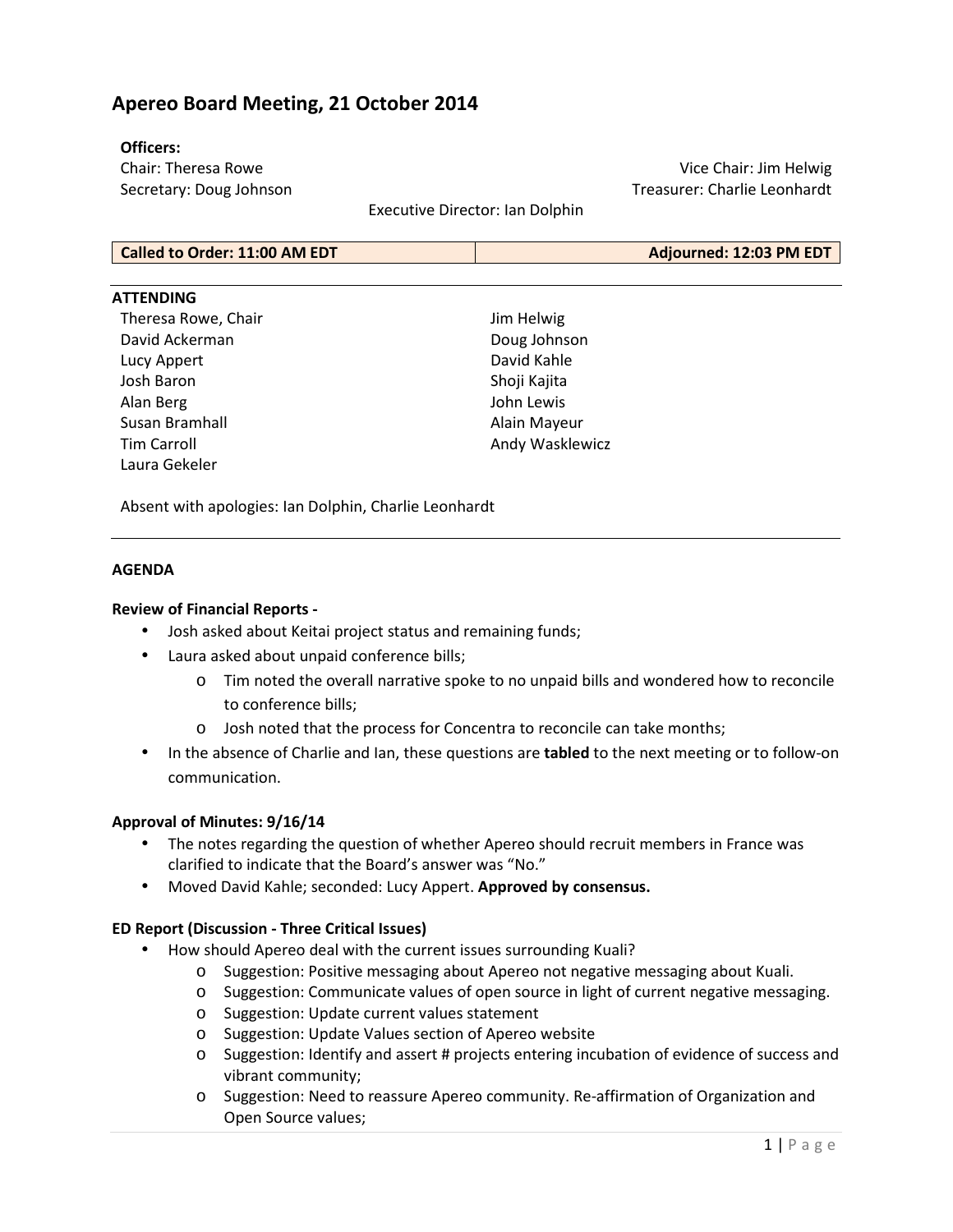# Apereo Board Meeting, 21 October 2014

**Officers:**

Chair: Theresa Rowe
Vice Chair: Jim Helwig
Secretary: Doug Johnson
Treasurer: Charlie Leonhardt
Executive Director: Ian Dolphin

| **Called to Order: 11:00 AM EDT** | **Adjourned: 12:03 PM EDT** |
|---|---|

**ATTENDING**

Theresa Rowe, Chair
David Ackerman
Lucy Appert
Josh Baron
Alan Berg
Susan Bramhall
Tim Carroll
Laura Gekeler
Jim Helwig
Doug Johnson
David Kahle
Shoji Kajita
John Lewis
Alain Mayeur
Andy Wasklewicz

Absent with apologies: Ian Dolphin, Charlie Leonhardt

**AGENDA**

**Review of Financial Reports -**

- Josh asked about Keitai project status and remaining funds;
- Laura asked about unpaid conference bills;
  - Tim noted the overall narrative spoke to no unpaid bills and wondered how to reconcile to conference bills;
  - Josh noted that the process for Concentra to reconcile can take months;
- In the absence of Charlie and Ian, these questions are **tabled** to the next meeting or to follow-on communication.

**Approval of Minutes: 9/16/14**

- The notes regarding the question of whether Apereo should recruit members in France was clarified to indicate that the Board's answer was "No."
- Moved David Kahle; seconded: Lucy Appert. **Approved by consensus.**

**ED Report (Discussion - Three Critical Issues)**

- How should Apereo deal with the current issues surrounding Kuali?
  - Suggestion: Positive messaging about Apereo not negative messaging about Kuali.
  - Suggestion: Communicate values of open source in light of current negative messaging.
  - Suggestion: Update current values statement
  - Suggestion: Update Values section of Apereo website
  - Suggestion: Identify and assert # projects entering incubation of evidence of success and vibrant community;
  - Suggestion: Need to reassure Apereo community. Re-affirmation of Organization and Open Source values;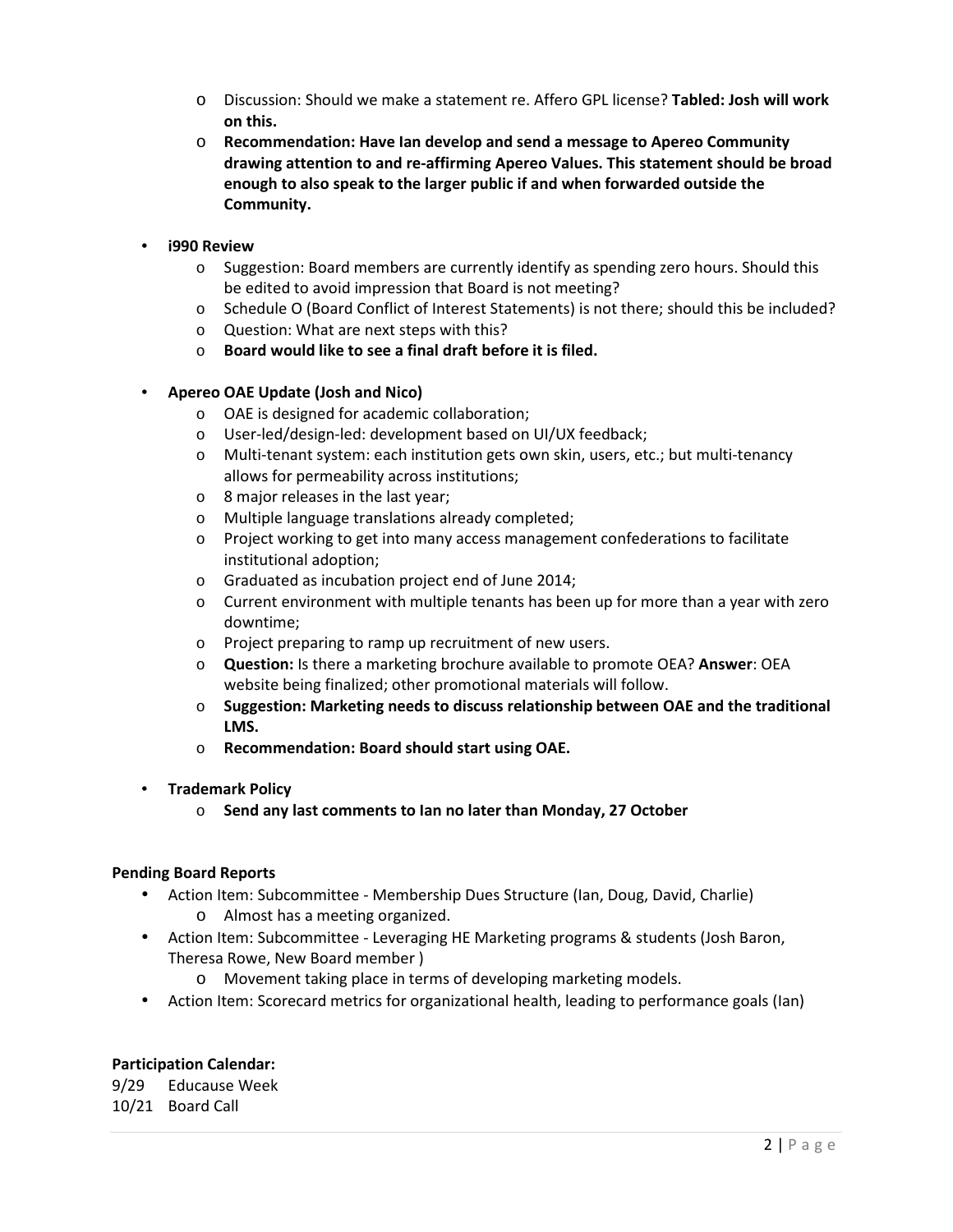- Discussion: Should we make a statement re. Affero GPL license? **Tabled: Josh will work on this.**
  - **Recommendation: Have Ian develop and send a message to Apereo Community drawing attention to and re-affirming Apereo Values. This statement should be broad enough to also speak to the larger public if and when forwarded outside the Community.**

- **i990 Review**
  - Suggestion: Board members are currently identify as spending zero hours. Should this be edited to avoid impression that Board is not meeting?
  - Schedule O (Board Conflict of Interest Statements) is not there; should this be included?
  - Question: What are next steps with this?
  - **Board would like to see a final draft before it is filed.**

- **Apereo OAE Update (Josh and Nico)**
  - OAE is designed for academic collaboration;
  - User-led/design-led: development based on UI/UX feedback;
  - Multi-tenant system: each institution gets own skin, users, etc.; but multi-tenancy allows for permeability across institutions;
  - 8 major releases in the last year;
  - Multiple language translations already completed;
  - Project working to get into many access management confederations to facilitate institutional adoption;
  - Graduated as incubation project end of June 2014;
  - Current environment with multiple tenants has been up for more than a year with zero downtime;
  - Project preparing to ramp up recruitment of new users.
  - **Question:** Is there a marketing brochure available to promote OEA? **Answer**: OEA website being finalized; other promotional materials will follow.
  - **Suggestion: Marketing needs to discuss relationship between OAE and the traditional LMS.**
  - **Recommendation: Board should start using OAE.**

- **Trademark Policy**
  - **Send any last comments to Ian no later than Monday, 27 October**

**Pending Board Reports**

- Action Item: Subcommittee - Membership Dues Structure (Ian, Doug, David, Charlie)
  - Almost has a meeting organized.
- Action Item: Subcommittee - Leveraging HE Marketing programs & students (Josh Baron, Theresa Rowe, New Board member )
  - Movement taking place in terms of developing marketing models.
- Action Item: Scorecard metrics for organizational health, leading to performance goals (Ian)

**Participation Calendar:**

9/29 Educause Week
10/21 Board Call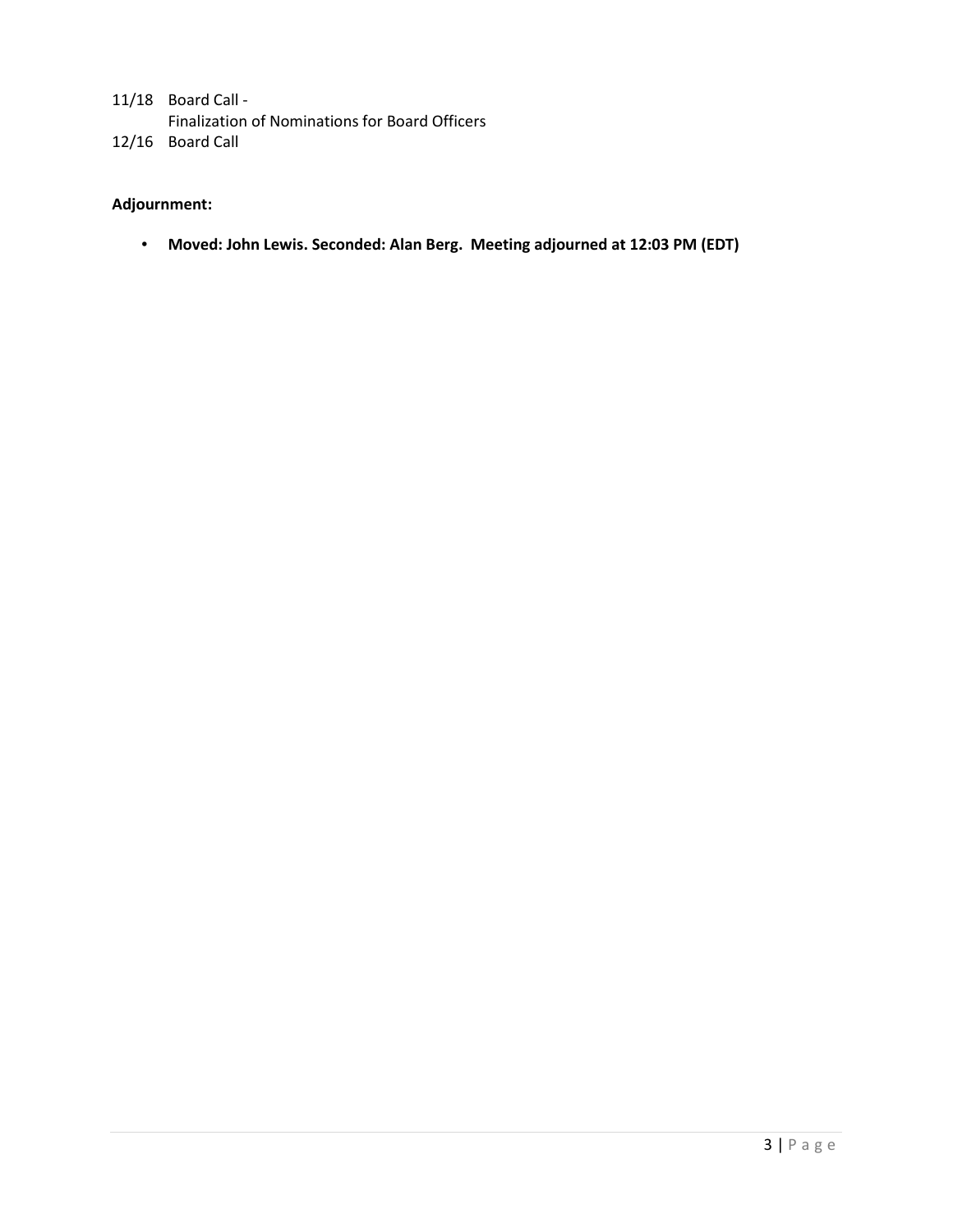11/18 Board Call -
Finalization of Nominations for Board Officers
12/16 Board Call

**Adjournment:**

- **Moved: John Lewis. Seconded: Alan Berg. Meeting adjourned at 12:03 PM (EDT)**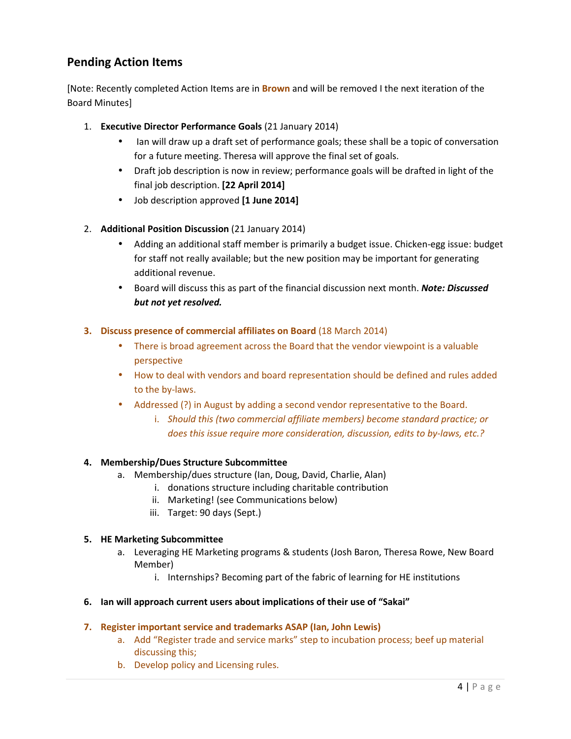## Pending Action Items

[Note: Recently completed Action Items are in **Brown** and will be removed I the next iteration of the Board Minutes]

1. **Executive Director Performance Goals** (21 January 2014)
    - Ian will draw up a draft set of performance goals; these shall be a topic of conversation for a future meeting. Theresa will approve the final set of goals.
    - Draft job description is now in review; performance goals will be drafted in light of the final job description. **[22 April 2014]**
    - Job description approved **[1 June 2014]**

2. **Additional Position Discussion** (21 January 2014)
    - Adding an additional staff member is primarily a budget issue. Chicken-egg issue: budget for staff not really available; but the new position may be important for generating additional revenue.
    - Board will discuss this as part of the financial discussion next month. ***Note: Discussed but not yet resolved.***

3. **Discuss presence of commercial affiliates on Board** (18 March 2014)
    - There is broad agreement across the Board that the vendor viewpoint is a valuable perspective
    - How to deal with vendors and board representation should be defined and rules added to the by-laws.
    - Addressed (?) in August by adding a second vendor representative to the Board.
        i. *Should this (two commercial affiliate members) become standard practice; or does this issue require more consideration, discussion, edits to by-laws, etc.?*

4. **Membership/Dues Structure Subcommittee**
    a. Membership/dues structure (Ian, Doug, David, Charlie, Alan)
        i. donations structure including charitable contribution
        ii. Marketing! (see Communications below)
        iii. Target: 90 days (Sept.)

5. **HE Marketing Subcommittee**
    a. Leveraging HE Marketing programs & students (Josh Baron, Theresa Rowe, New Board Member)
        i. Internships? Becoming part of the fabric of learning for HE institutions

6. **Ian will approach current users about implications of their use of "Sakai"**

7. **Register important service and trademarks ASAP (Ian, John Lewis)**
    a. Add "Register trade and service marks" step to incubation process; beef up material discussing this;
    b. Develop policy and Licensing rules.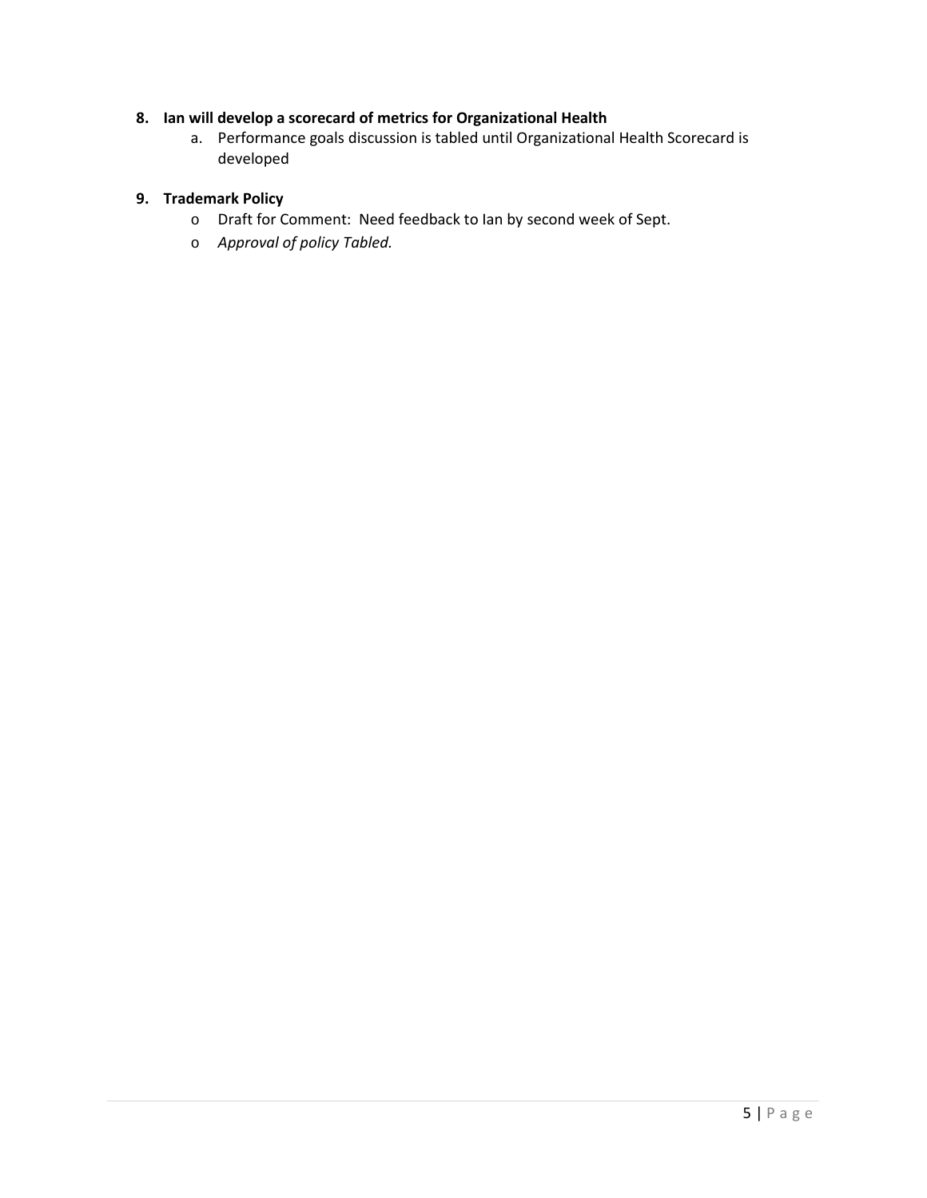8. **Ian will develop a scorecard of metrics for Organizational Health**
    a. Performance goals discussion is tabled until Organizational Health Scorecard is developed

9. **Trademark Policy**
    - Draft for Comment:  Need feedback to Ian by second week of Sept.
    - *Approval of policy Tabled.*